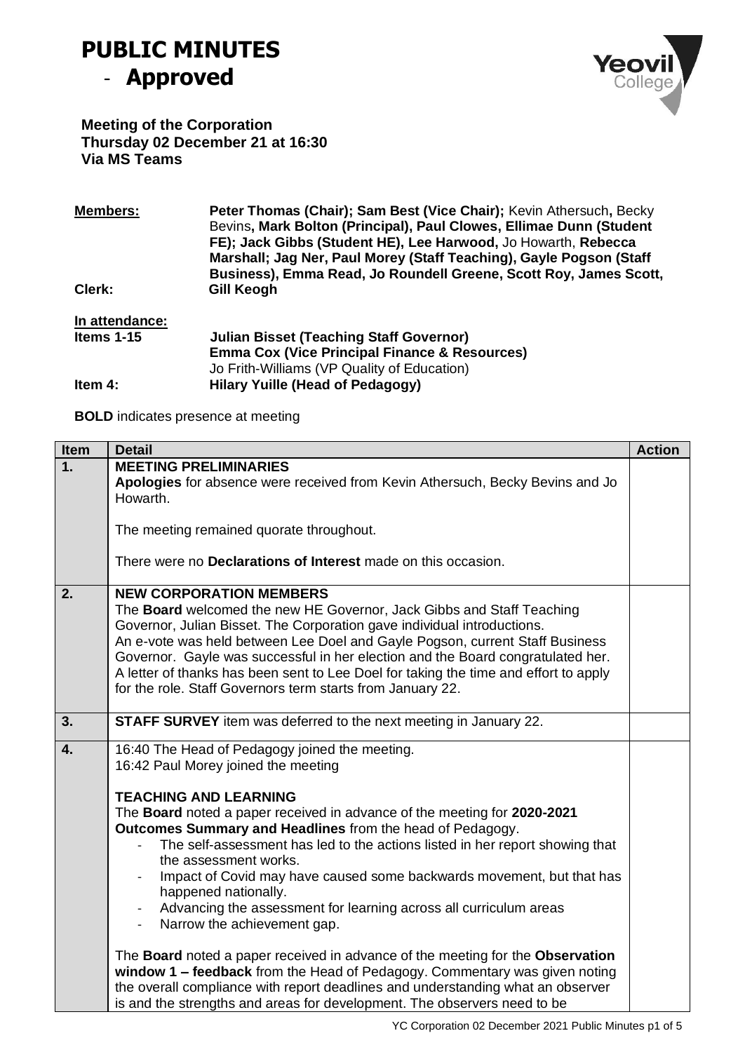# PUBLIC MINUTES
- **Approved**

**Meeting of the Corporation**
**Thursday 02 December 21 at 16:30**
**Via MS Teams**

| | |
|---|---|
| **Members:** | **Peter Thomas (Chair); Sam Best (Vice Chair);** Kevin Athersuch**,** Becky Bevins**, Mark Bolton (Principal), Paul Clowes, Ellimae Dunn (Student FE); Jack Gibbs (Student HE), Lee Harwood,** Jo Howarth, **Rebecca Marshall; Jag Ner, Paul Morey (Staff Teaching), Gayle Pogson (Staff Business), Emma Read, Jo Roundell Greene, Scott Roy, James Scott,** |
| **Clerk:** | **Gill Keogh** |
| **In attendance:** | |
| **Items 1-15** | **Julian Bisset (Teaching Staff Governor)** |
| | **Emma Cox (Vice Principal Finance & Resources)** |
| | Jo Frith-Williams (VP Quality of Education) |
| **Item 4:** | **Hilary Yuille (Head of Pedagogy)** |

**BOLD** indicates presence at meeting

| Item | Detail | Action |
|---|---|---|
| **1.** | **MEETING PRELIMINARIES**<br>**Apologies** for absence were received from Kevin Athersuch, Becky Bevins and Jo Howarth.<br><br>The meeting remained quorate throughout.<br><br>There were no **Declarations of Interest** made on this occasion. | |
| **2.** | **NEW CORPORATION MEMBERS**<br>The **Board** welcomed the new HE Governor, Jack Gibbs and Staff Teaching Governor, Julian Bisset. The Corporation gave individual introductions.<br>An e-vote was held between Lee Doel and Gayle Pogson, current Staff Business Governor. Gayle was successful in her election and the Board congratulated her. A letter of thanks has been sent to Lee Doel for taking the time and effort to apply for the role. Staff Governors term starts from January 22. | |
| **3.** | **STAFF SURVEY** item was deferred to the next meeting in January 22. | |
| **4.** | 16:40 The Head of Pedagogy joined the meeting.<br>16:42 Paul Morey joined the meeting<br><br>**TEACHING AND LEARNING**<br>The **Board** noted a paper received in advance of the meeting for **2020-2021 Outcomes Summary and Headlines** from the head of Pedagogy.<br>- The self-assessment has led to the actions listed in her report showing that the assessment works.<br>- Impact of Covid may have caused some backwards movement, but that has happened nationally.<br>- Advancing the assessment for learning across all curriculum areas<br>- Narrow the achievement gap.<br><br>The **Board** noted a paper received in advance of the meeting for the **Observation window 1 – feedback** from the Head of Pedagogy. Commentary was given noting the overall compliance with report deadlines and understanding what an observer is and the strengths and areas for development. The observers need to be | |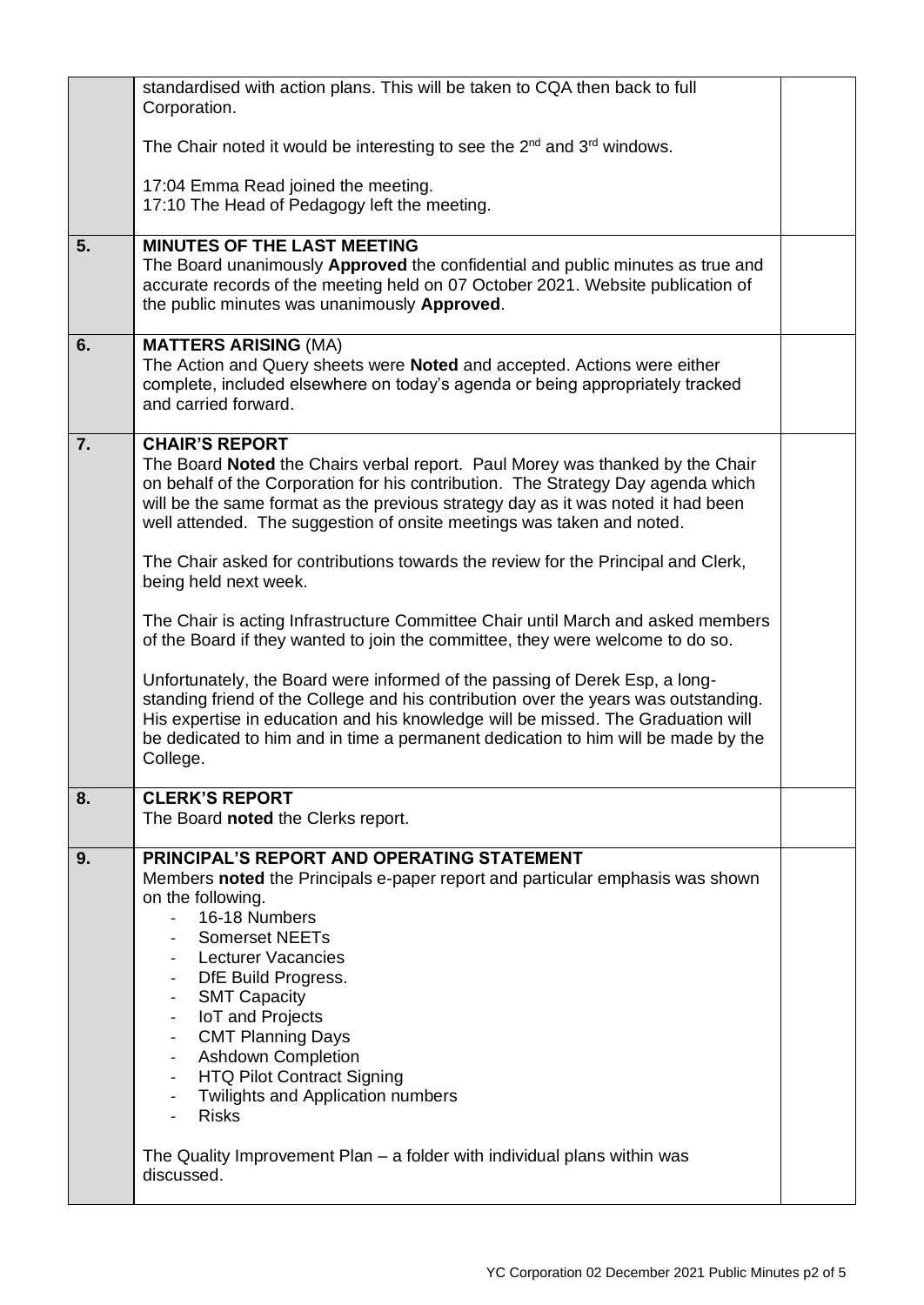| | | |
|---|---|---|
| | standardised with action plans. This will be taken to CQA then back to full Corporation.<br><br>The Chair noted it would be interesting to see the 2nd and 3rd windows.<br><br>17:04 Emma Read joined the meeting.<br>17:10 The Head of Pedagogy left the meeting. | |
| **5.** | **MINUTES OF THE LAST MEETING**<br>The Board unanimously **Approved** the confidential and public minutes as true and accurate records of the meeting held on 07 October 2021. Website publication of the public minutes was unanimously **Approved**. | |
| **6.** | **MATTERS ARISING** (MA)<br>The Action and Query sheets were **Noted** and accepted. Actions were either complete, included elsewhere on today's agenda or being appropriately tracked and carried forward. | |
| **7.** | **CHAIR'S REPORT**<br>The Board **Noted** the Chairs verbal report. Paul Morey was thanked by the Chair on behalf of the Corporation for his contribution. The Strategy Day agenda which will be the same format as the previous strategy day as it was noted it had been well attended. The suggestion of onsite meetings was taken and noted.<br><br>The Chair asked for contributions towards the review for the Principal and Clerk, being held next week.<br><br>The Chair is acting Infrastructure Committee Chair until March and asked members of the Board if they wanted to join the committee, they were welcome to do so.<br><br>Unfortunately, the Board were informed of the passing of Derek Esp, a long-standing friend of the College and his contribution over the years was outstanding. His expertise in education and his knowledge will be missed. The Graduation will be dedicated to him and in time a permanent dedication to him will be made by the College. | |
| **8.** | **CLERK'S REPORT**<br>The Board **noted** the Clerks report. | |
| **9.** | **PRINCIPAL'S REPORT AND OPERATING STATEMENT**<br>Members **noted** the Principals e-paper report and particular emphasis was shown on the following.<br>- 16-18 Numbers<br>- Somerset NEETs<br>- Lecturer Vacancies<br>- DfE Build Progress.<br>- SMT Capacity<br>- IoT and Projects<br>- CMT Planning Days<br>- Ashdown Completion<br>- HTQ Pilot Contract Signing<br>- Twilights and Application numbers<br>- Risks<br><br>The Quality Improvement Plan – a folder with individual plans within was discussed. | |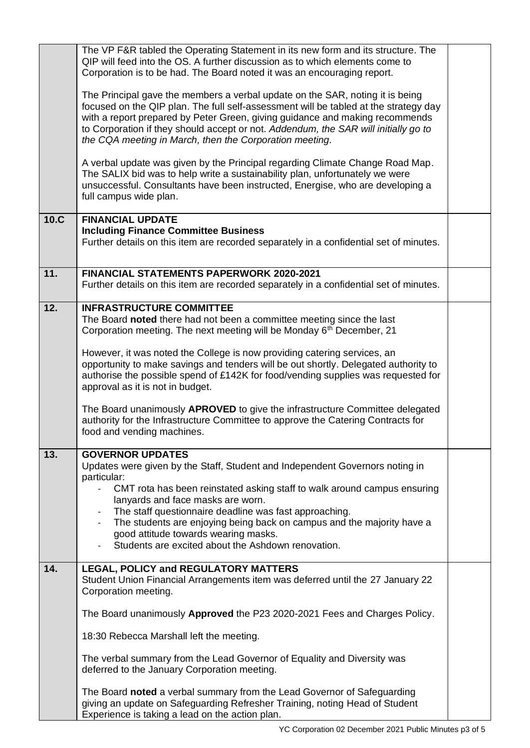| | | |
|---|---|---|
| | The VP F&R tabled the Operating Statement in its new form and its structure. The QIP will feed into the OS. A further discussion as to which elements come to Corporation is to be had. The Board noted it was an encouraging report.<br><br>The Principal gave the members a verbal update on the SAR, noting it is being focused on the QIP plan. The full self-assessment will be tabled at the strategy day with a report prepared by Peter Green, giving guidance and making recommends to Corporation if they should accept or not. *Addendum, the SAR will initially go to the CQA meeting in March, then the Corporation meeting.*<br><br>A verbal update was given by the Principal regarding Climate Change Road Map. The SALIX bid was to help write a sustainability plan, unfortunately we were unsuccessful. Consultants have been instructed, Energise, who are developing a full campus wide plan. | |
| **10.C** | **FINANCIAL UPDATE**<br>**Including Finance Committee Business**<br>Further details on this item are recorded separately in a confidential set of minutes. | |
| **11.** | **FINANCIAL STATEMENTS PAPERWORK 2020-2021**<br>Further details on this item are recorded separately in a confidential set of minutes. | |
| **12.** | **INFRASTRUCTURE COMMITTEE**<br>The Board **noted** there had not been a committee meeting since the last Corporation meeting. The next meeting will be Monday 6th December, 21<br><br>However, it was noted the College is now providing catering services, an opportunity to make savings and tenders will be out shortly. Delegated authority to authorise the possible spend of £142K for food/vending supplies was requested for approval as it is not in budget.<br><br>The Board unanimously **APROVED** to give the infrastructure Committee delegated authority for the Infrastructure Committee to approve the Catering Contracts for food and vending machines. | |
| **13.** | **GOVERNOR UPDATES**<br>Updates were given by the Staff, Student and Independent Governors noting in particular:<br>- CMT rota has been reinstated asking staff to walk around campus ensuring lanyards and face masks are worn.<br>- The staff questionnaire deadline was fast approaching.<br>- The students are enjoying being back on campus and the majority have a good attitude towards wearing masks.<br>- Students are excited about the Ashdown renovation. | |
| **14.** | **LEGAL, POLICY and REGULATORY MATTERS**<br>Student Union Financial Arrangements item was deferred until the 27 January 22 Corporation meeting.<br><br>The Board unanimously **Approved** the P23 2020-2021 Fees and Charges Policy.<br><br>18:30 Rebecca Marshall left the meeting.<br><br>The verbal summary from the Lead Governor of Equality and Diversity was deferred to the January Corporation meeting.<br><br>The Board **noted** a verbal summary from the Lead Governor of Safeguarding giving an update on Safeguarding Refresher Training, noting Head of Student Experience is taking a lead on the action plan. | |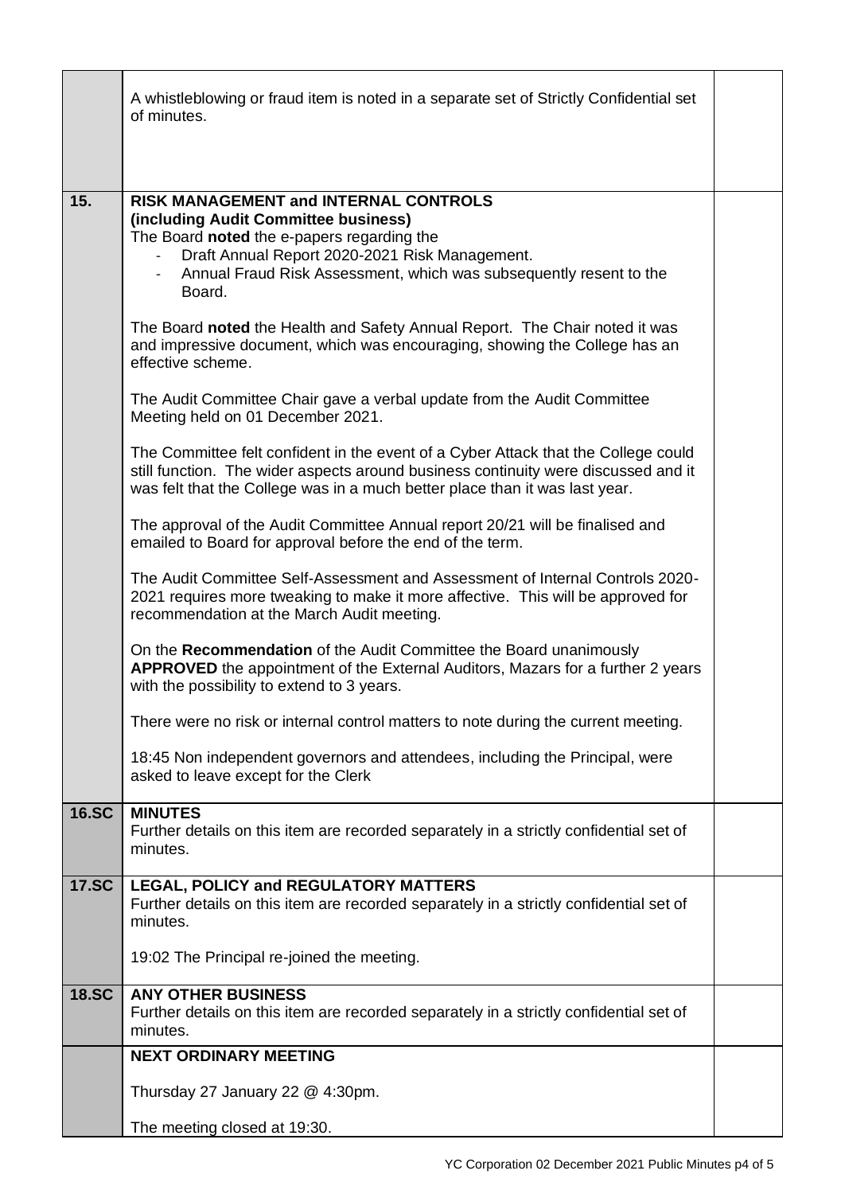| | | |
|---|---|---|
| | A whistleblowing or fraud item is noted in a separate set of Strictly Confidential set of minutes. | |
| **15.** | **RISK MANAGEMENT and INTERNAL CONTROLS (including Audit Committee business)**<br>The Board **noted** the e-papers regarding the<br>- Draft Annual Report 2020-2021 Risk Management.<br>- Annual Fraud Risk Assessment, which was subsequently resent to the Board.<br><br>The Board **noted** the Health and Safety Annual Report. The Chair noted it was and impressive document, which was encouraging, showing the College has an effective scheme.<br><br>The Audit Committee Chair gave a verbal update from the Audit Committee Meeting held on 01 December 2021.<br><br>The Committee felt confident in the event of a Cyber Attack that the College could still function. The wider aspects around business continuity were discussed and it was felt that the College was in a much better place than it was last year.<br><br>The approval of the Audit Committee Annual report 20/21 will be finalised and emailed to Board for approval before the end of the term.<br><br>The Audit Committee Self-Assessment and Assessment of Internal Controls 2020-2021 requires more tweaking to make it more affective. This will be approved for recommendation at the March Audit meeting.<br><br>On the **Recommendation** of the Audit Committee the Board unanimously **APPROVED** the appointment of the External Auditors, Mazars for a further 2 years with the possibility to extend to 3 years.<br><br>There were no risk or internal control matters to note during the current meeting.<br><br>18:45 Non independent governors and attendees, including the Principal, were asked to leave except for the Clerk | |
| **16.SC** | **MINUTES**<br>Further details on this item are recorded separately in a strictly confidential set of minutes. | |
| **17.SC** | **LEGAL, POLICY and REGULATORY MATTERS**<br>Further details on this item are recorded separately in a strictly confidential set of minutes.<br><br>19:02 The Principal re-joined the meeting. | |
| **18.SC** | **ANY OTHER BUSINESS**<br>Further details on this item are recorded separately in a strictly confidential set of minutes. | |
| | **NEXT ORDINARY MEETING**<br><br>Thursday 27 January 22 @ 4:30pm.<br><br>The meeting closed at 19:30. | |